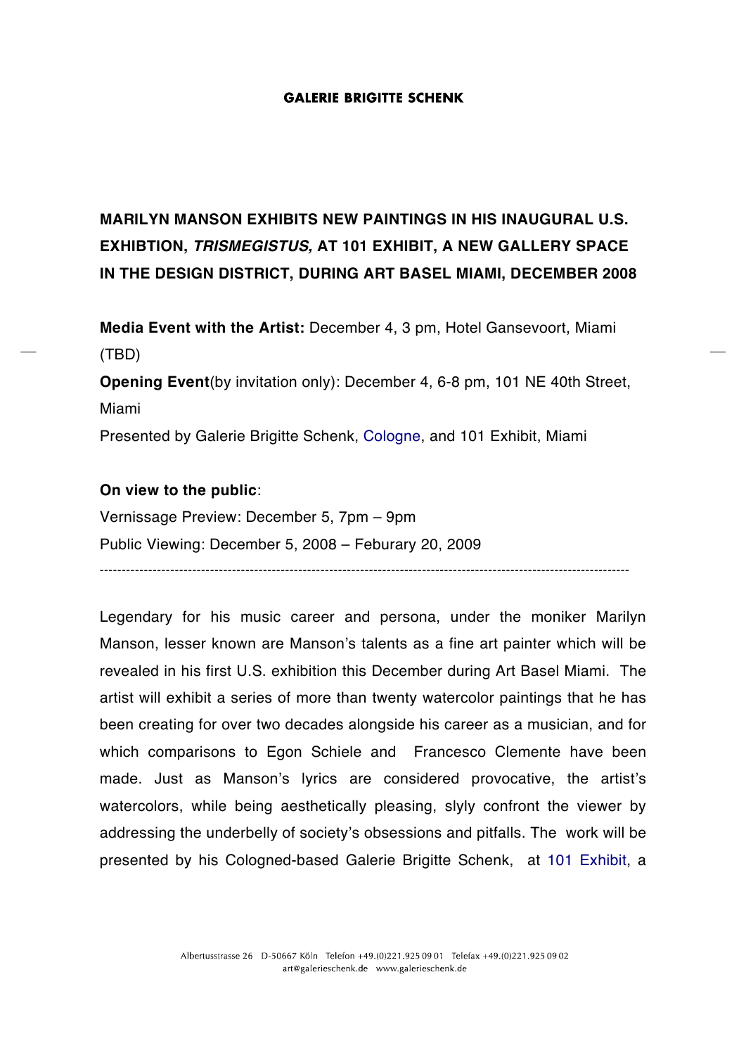**GALERIE BRIGITTE SCHENK**

## MARILYN MANSON EXHIBITS NEW PAINTINGS IN HIS INAUGURAL U.S. EXHIBTION, *TRISMEGISTUS,* AT 101 EXHIBIT, A NEW GALLERY SPACE IN THE DESIGN DISTRICT, DURING ART BASEL MIAMI, DECEMBER 2008

**Media Event with the Artist:** December 4, 3 pm, Hotel Gansevoort, Miami (TBD)

**Opening Event**(by invitation only): December 4, 6-8 pm, 101 NE 40th Street, Miami

Presented by Galerie Brigitte Schenk, Cologne, and 101 Exhibit, Miami

**On view to the public**:

Vernissage Preview: December 5, 7pm – 9pm

Public Viewing: December 5, 2008 – Feburary 20, 2009

---

Legendary for his music career and persona, under the moniker Marilyn Manson, lesser known are Manson's talents as a fine art painter which will be revealed in his first U.S. exhibition this December during Art Basel Miami. The artist will exhibit a series of more than twenty watercolor paintings that he has been creating for over two decades alongside his career as a musician, and for which comparisons to Egon Schiele and Francesco Clemente have been made. Just as Manson's lyrics are considered provocative, the artist's watercolors, while being aesthetically pleasing, slyly confront the viewer by addressing the underbelly of society's obsessions and pitfalls. The work will be presented by his Cologned-based Galerie Brigitte Schenk, at 101 Exhibit, a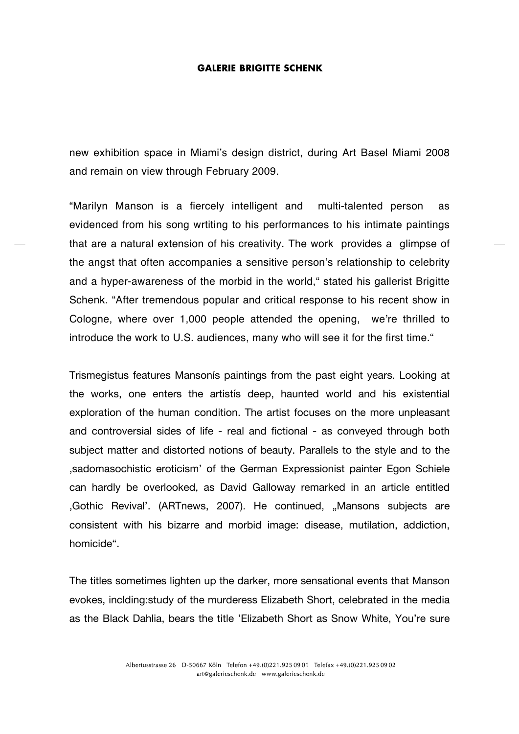new exhibition space in Miami's design district, during Art Basel Miami 2008 and remain on view through February 2009.

"Marilyn Manson is a fiercely intelligent and multi-talented person as evidenced from his song wrtiting to his performances to his intimate paintings that are a natural extension of his creativity. The work provides a glimpse of the angst that often accompanies a sensitive person's relationship to celebrity and a hyper-awareness of the morbid in the world," stated his gallerist Brigitte Schenk. "After tremendous popular and critical response to his recent show in Cologne, where over 1,000 people attended the opening, we're thrilled to introduce the work to U.S. audiences, many who will see it for the first time."

Trismegistus features Mansonís paintings from the past eight years. Looking at the works, one enters the artistís deep, haunted world and his existential exploration of the human condition. The artist focuses on the more unpleasant and controversial sides of life - real and fictional - as conveyed through both subject matter and distorted notions of beauty. Parallels to the style and to the ‚sadomasochistic eroticism' of the German Expressionist painter Egon Schiele can hardly be overlooked, as David Galloway remarked in an article entitled ‚Gothic Revival'. (ARTnews, 2007). He continued, „Mansons subjects are consistent with his bizarre and morbid image: disease, mutilation, addiction, homicide".

The titles sometimes lighten up the darker, more sensational events that Manson evokes, inclding:study of the murderess Elizabeth Short, celebrated in the media as the Black Dahlia, bears the title 'Elizabeth Short as Snow White, You're sure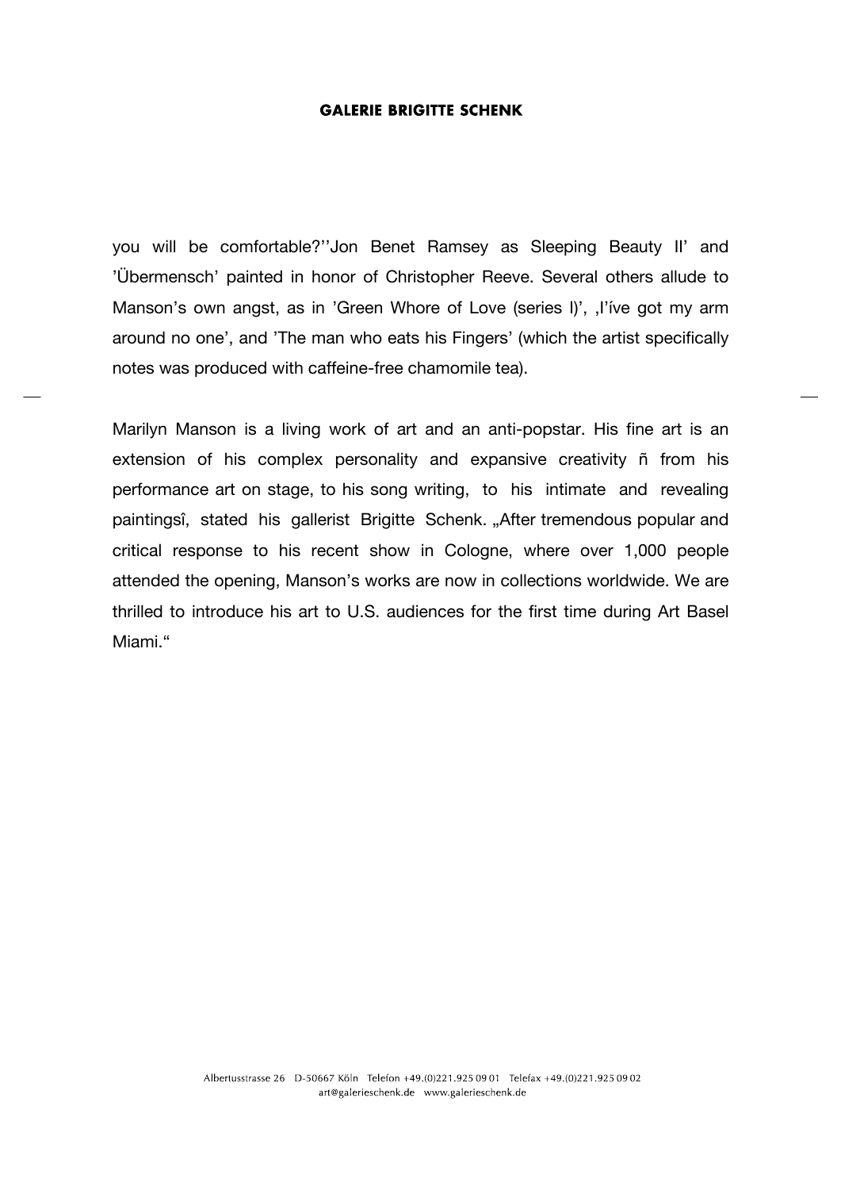you will be comfortable?''Jon Benet Ramsey as Sleeping Beauty II' and 'Übermensch' painted in honor of Christopher Reeve. Several others allude to Manson's own angst, as in 'Green Whore of Love (series I)', ,I'íve got my arm around no one', and 'The man who eats his Fingers' (which the artist specifically notes was produced with caffeine-free chamomile tea).

Marilyn Manson is a living work of art and an anti-popstar. His fine art is an extension of his complex personality and expansive creativity ñ from his performance art on stage, to his song writing, to his intimate and revealing paintingsî, stated his gallerist Brigitte Schenk. „After tremendous popular and critical response to his recent show in Cologne, where over 1,000 people attended the opening, Manson's works are now in collections worldwide. We are thrilled to introduce his art to U.S. audiences for the first time during Art Basel Miami."